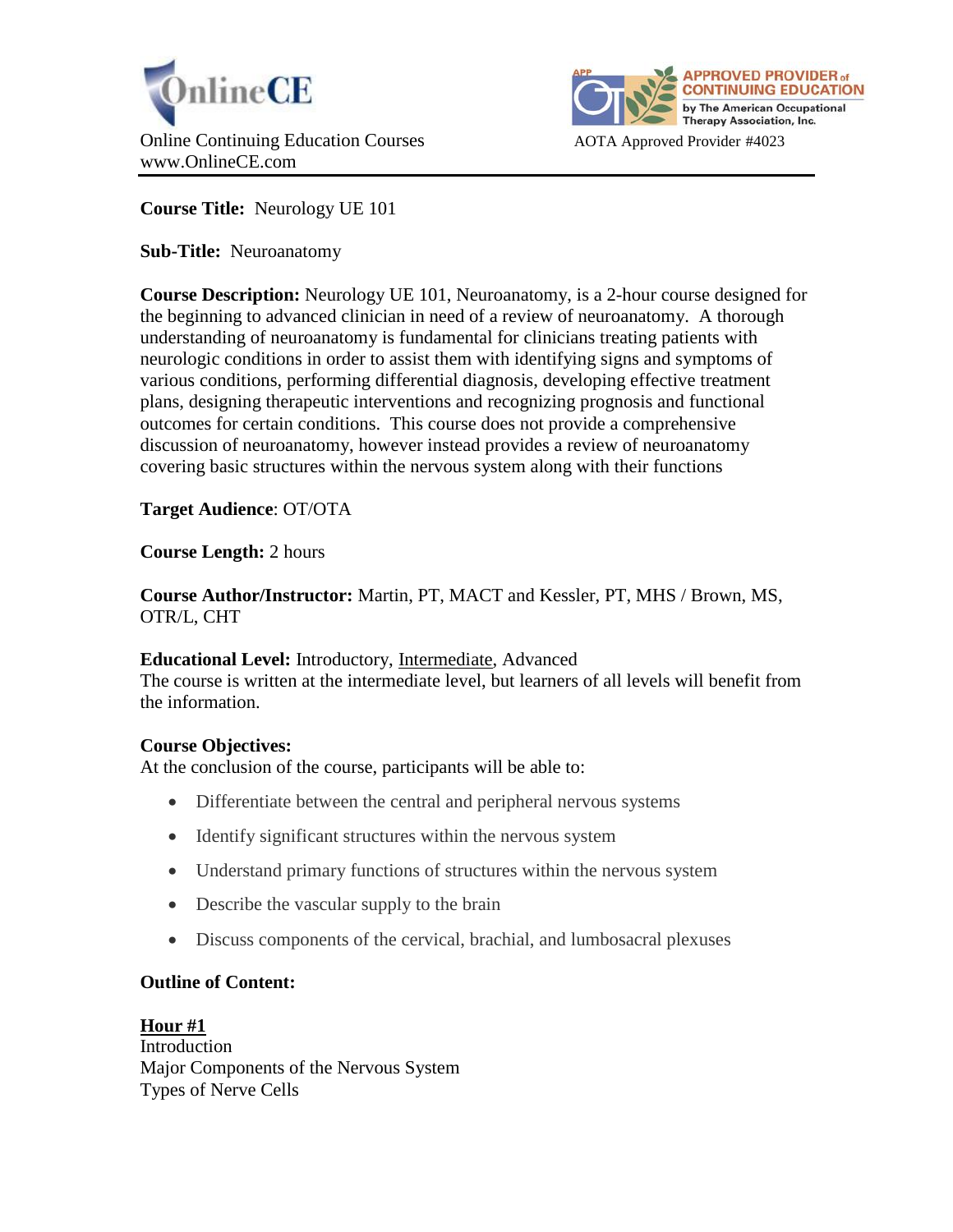OnlineCE

Online Continuing Education Courses
www.OnlineCE.com

APPROVED PROVIDER of CONTINUING EDUCATION by The American Occupational Therapy Association, Inc.

AOTA Approved Provider #4023

**Course Title:** Neurology UE 101

**Sub-Title:** Neuroanatomy

**Course Description:** Neurology UE 101, Neuroanatomy, is a 2-hour course designed for the beginning to advanced clinician in need of a review of neuroanatomy. A thorough understanding of neuroanatomy is fundamental for clinicians treating patients with neurologic conditions in order to assist them with identifying signs and symptoms of various conditions, performing differential diagnosis, developing effective treatment plans, designing therapeutic interventions and recognizing prognosis and functional outcomes for certain conditions. This course does not provide a comprehensive discussion of neuroanatomy, however instead provides a review of neuroanatomy covering basic structures within the nervous system along with their functions

**Target Audience**: OT/OTA

**Course Length:** 2 hours

**Course Author/Instructor:** Martin, PT, MACT and Kessler, PT, MHS / Brown, MS, OTR/L, CHT

**Educational Level:** Introductory, <u>Intermediate</u>, Advanced
The course is written at the intermediate level, but learners of all levels will benefit from the information.

**Course Objectives:**
At the conclusion of the course, participants will be able to:

- Differentiate between the central and peripheral nervous systems
- Identify significant structures within the nervous system
- Understand primary functions of structures within the nervous system
- Describe the vascular supply to the brain
- Discuss components of the cervical, brachial, and lumbosacral plexuses

**Outline of Content:**

**<u>Hour #1</u>**
Introduction
Major Components of the Nervous System
Types of Nerve Cells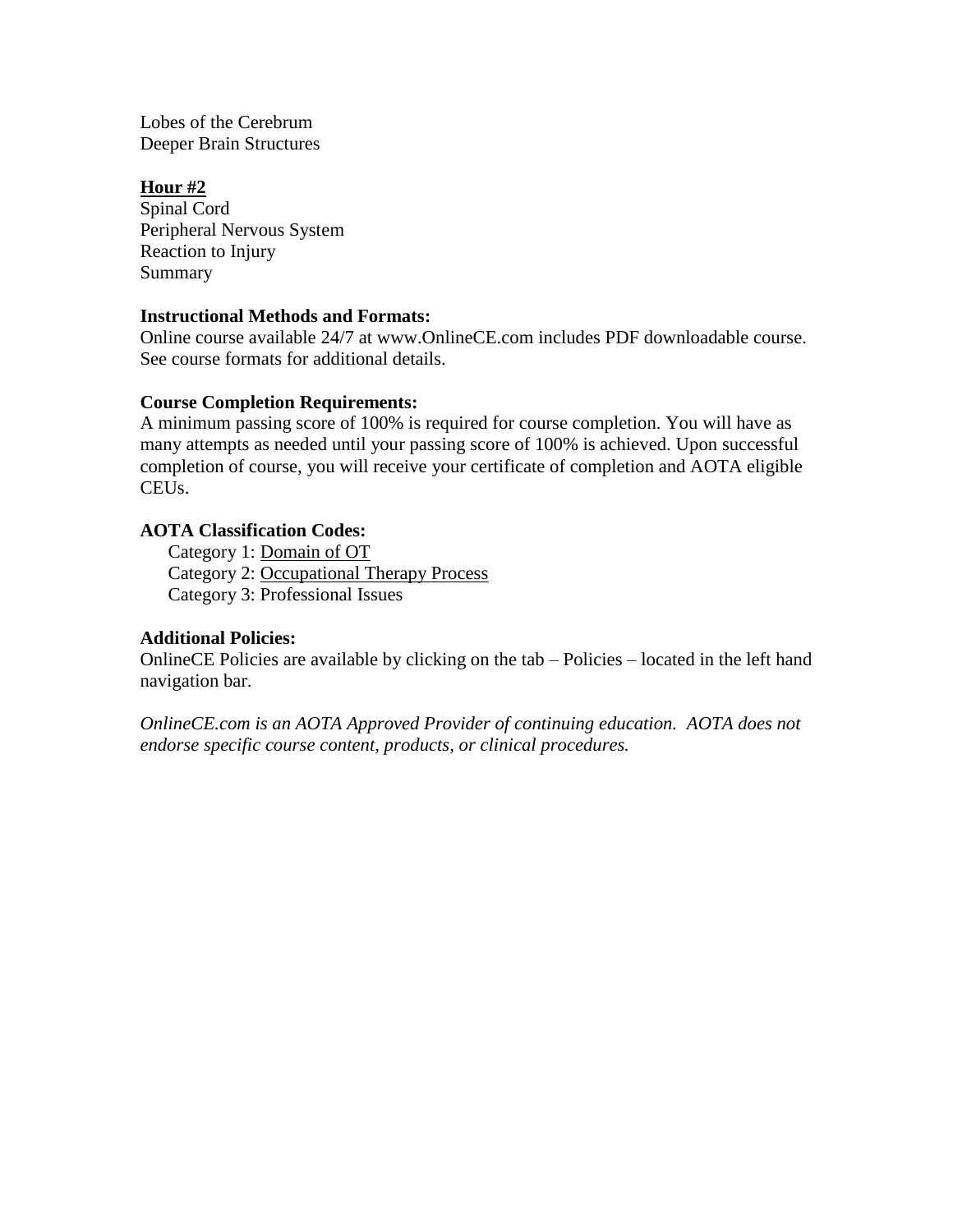Lobes of the Cerebrum
Deeper Brain Structures

**<u>Hour #2</u>**
Spinal Cord
Peripheral Nervous System
Reaction to Injury
Summary

**Instructional Methods and Formats:**
Online course available 24/7 at www.OnlineCE.com includes PDF downloadable course. See course formats for additional details.

**Course Completion Requirements:**
A minimum passing score of 100% is required for course completion. You will have as many attempts as needed until your passing score of 100% is achieved. Upon successful completion of course, you will receive your certificate of completion and AOTA eligible CEUs.

**AOTA Classification Codes:**

- Category 1: <u>Domain of OT</u>
- Category 2: <u>Occupational Therapy Process</u>
- Category 3: Professional Issues

**Additional Policies:**
OnlineCE Policies are available by clicking on the tab – Policies – located in the left hand navigation bar.

*OnlineCE.com is an AOTA Approved Provider of continuing education. AOTA does not endorse specific course content, products, or clinical procedures.*